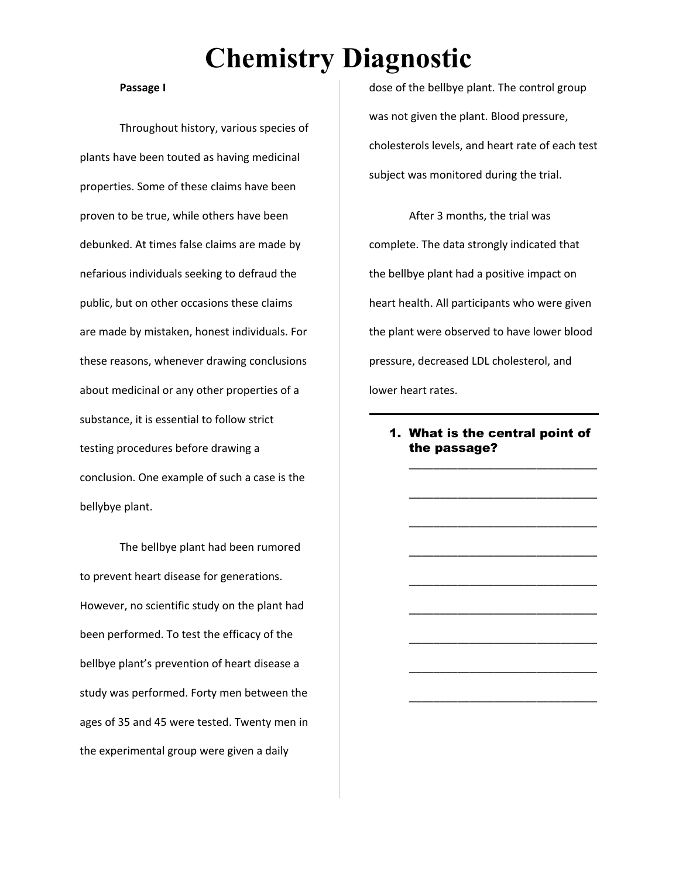# Chemistry Diagnostic

**Passage I**

Throughout history, various species of plants have been touted as having medicinal properties. Some of these claims have been proven to be true, while others have been debunked. At times false claims are made by nefarious individuals seeking to defraud the public, but on other occasions these claims are made by mistaken, honest individuals. For these reasons, whenever drawing conclusions about medicinal or any other properties of a substance, it is essential to follow strict testing procedures before drawing a conclusion. One example of such a case is the bellybye plant.

The bellbye plant had been rumored to prevent heart disease for generations. However, no scientific study on the plant had been performed. To test the efficacy of the bellbye plant's prevention of heart disease a study was performed. Forty men between the ages of 35 and 45 were tested. Twenty men in the experimental group were given a daily dose of the bellbye plant. The control group was not given the plant. Blood pressure, cholesterols levels, and heart rate of each test subject was monitored during the trial.

After 3 months, the trial was complete. The data strongly indicated that the bellbye plant had a positive impact on heart health. All participants who were given the plant were observed to have lower blood pressure, decreased LDL cholesterol, and lower heart rates.

---

1. **What is the central point of the passage?**

______________________________

______________________________

______________________________

______________________________

______________________________

______________________________

______________________________

______________________________

______________________________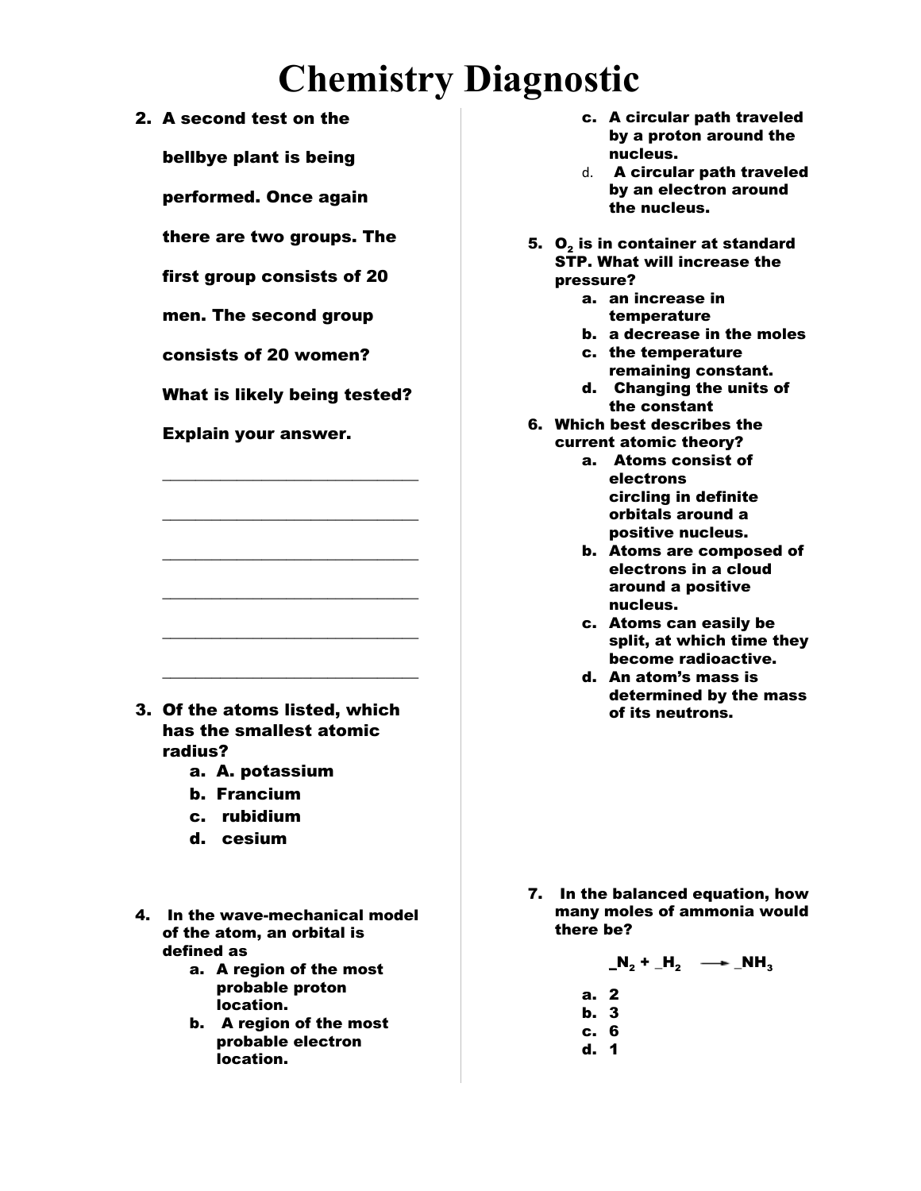# Chemistry Diagnostic

2. **A second test on the bellbye plant is being performed. Once again there are two groups. The first group consists of 20 men. The second group consists of 20 women? What is likely being tested? Explain your answer.**

   ______________________________

   ______________________________

   ______________________________

   ______________________________

   ______________________________

   ______________________________

3. **Of the atoms listed, which has the smallest atomic radius?**
   a. **A. potassium**
   b. **Francium**
   c. **rubidium**
   d. **cesium**

4. **In the wave-mechanical model of the atom, an orbital is defined as**
   a. **A region of the most probable proton location.**
   b. **A region of the most probable electron location.**
   c. **A circular path traveled by a proton around the nucleus.**
   d. **A circular path traveled by an electron around the nucleus.**

5. **$O_2$ is in container at standard STP. What will increase the pressure?**
   a. **an increase in temperature**
   b. **a decrease in the moles**
   c. **the temperature remaining constant.**
   d. **Changing the units of the constant**

6. **Which best describes the current atomic theory?**
   a. **Atoms consist of electrons circling in definite orbitals around a positive nucleus.**
   b. **Atoms are composed of electrons in a cloud around a positive nucleus.**
   c. **Atoms can easily be split, at which time they become radioactive.**
   d. **An atom's mass is determined by the mass of its neutrons.**

7. **In the balanced equation, how many moles of ammonia would there be?**

   $$\_N_2 + \_H_2 \longrightarrow \_NH_3$$

   a. **2**
   b. **3**
   c. **6**
   d. **1**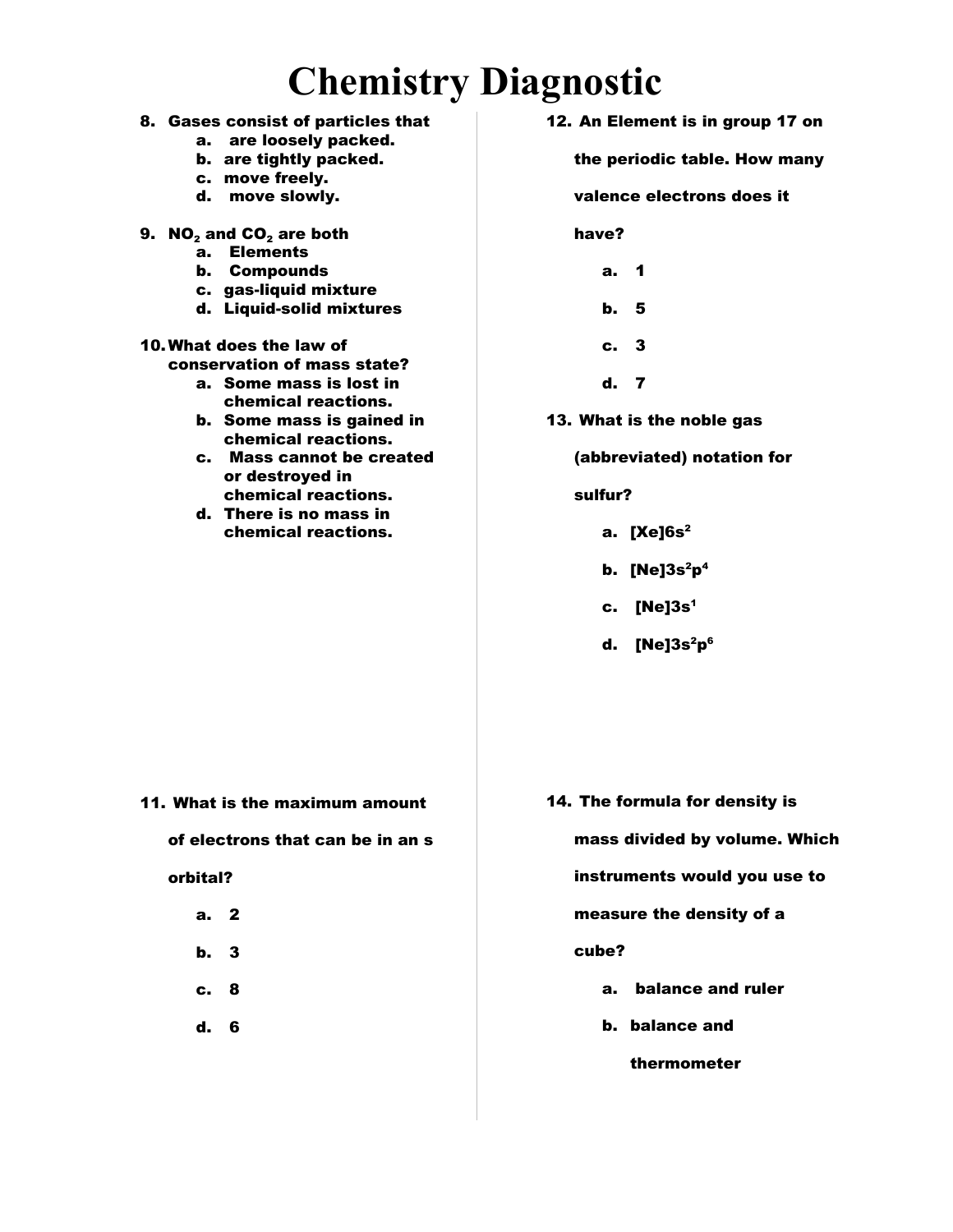# Chemistry Diagnostic

8. Gases consist of particles that
   a. are loosely packed.
   b. are tightly packed.
   c. move freely.
   d. move slowly.

9. $NO_2$ and $CO_2$ are both
   a. Elements
   b. Compounds
   c. gas-liquid mixture
   d. Liquid-solid mixtures

10. What does the law of conservation of mass state?
    a. Some mass is lost in chemical reactions.
    b. Some mass is gained in chemical reactions.
    c. Mass cannot be created or destroyed in chemical reactions.
    d. There is no mass in chemical reactions.

11. What is the maximum amount of electrons that can be in an s orbital?
    a. 2
    b. 3
    c. 8
    d. 6

12. An Element is in group 17 on the periodic table. How many valence electrons does it have?
    a. 1
    b. 5
    c. 3
    d. 7

13. What is the noble gas (abbreviated) notation for sulfur?
    a. $[Xe]6s^2$
    b. $[Ne]3s^2p^4$
    c. $[Ne]3s^1$
    d. $[Ne]3s^2p^6$

14. The formula for density is mass divided by volume. Which instruments would you use to measure the density of a cube?
    a. balance and ruler
    b. balance and thermometer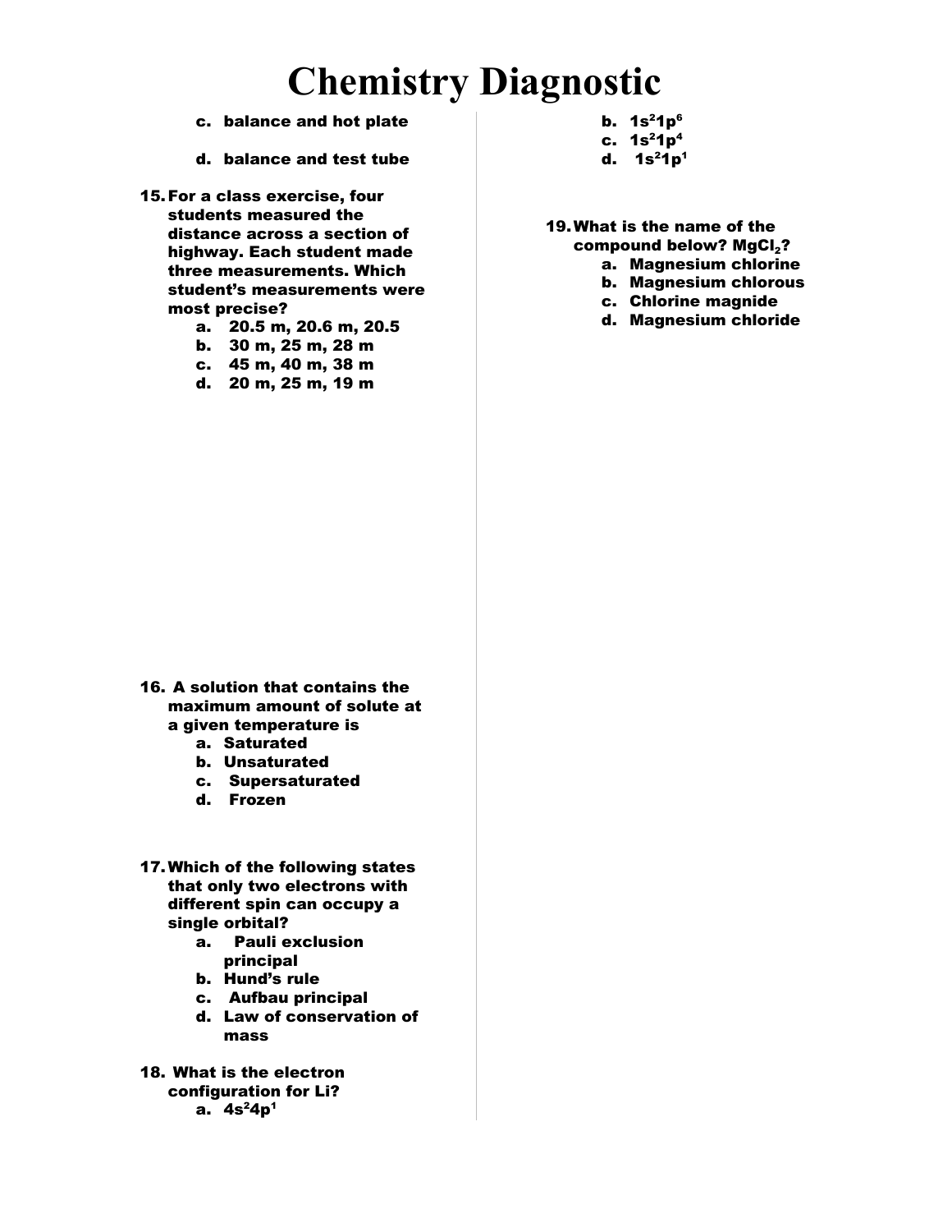# Chemistry Diagnostic

c. balance and hot plate

d. balance and test tube

15. For a class exercise, four students measured the distance across a section of highway. Each student made three measurements. Which student's measurements were most precise?
    a. 20.5 m, 20.6 m, 20.5
    b. 30 m, 25 m, 28 m
    c. 45 m, 40 m, 38 m
    d. 20 m, 25 m, 19 m

16. A solution that contains the maximum amount of solute at a given temperature is
    a. Saturated
    b. Unsaturated
    c. Supersaturated
    d. Frozen

17. Which of the following states that only two electrons with different spin can occupy a single orbital?
    a. Pauli exclusion principal
    b. Hund's rule
    c. Aufbau principal
    d. Law of conservation of mass

18. What is the electron configuration for Li?
    a. $4s^2 4p^1$
    b. $1s^2 1p^6$
    c. $1s^2 1p^4$
    d. $1s^2 1p^1$

19. What is the name of the compound below? $MgCl_2$?
    a. Magnesium chlorine
    b. Magnesium chlorous
    c. Chlorine magnide
    d. Magnesium chloride